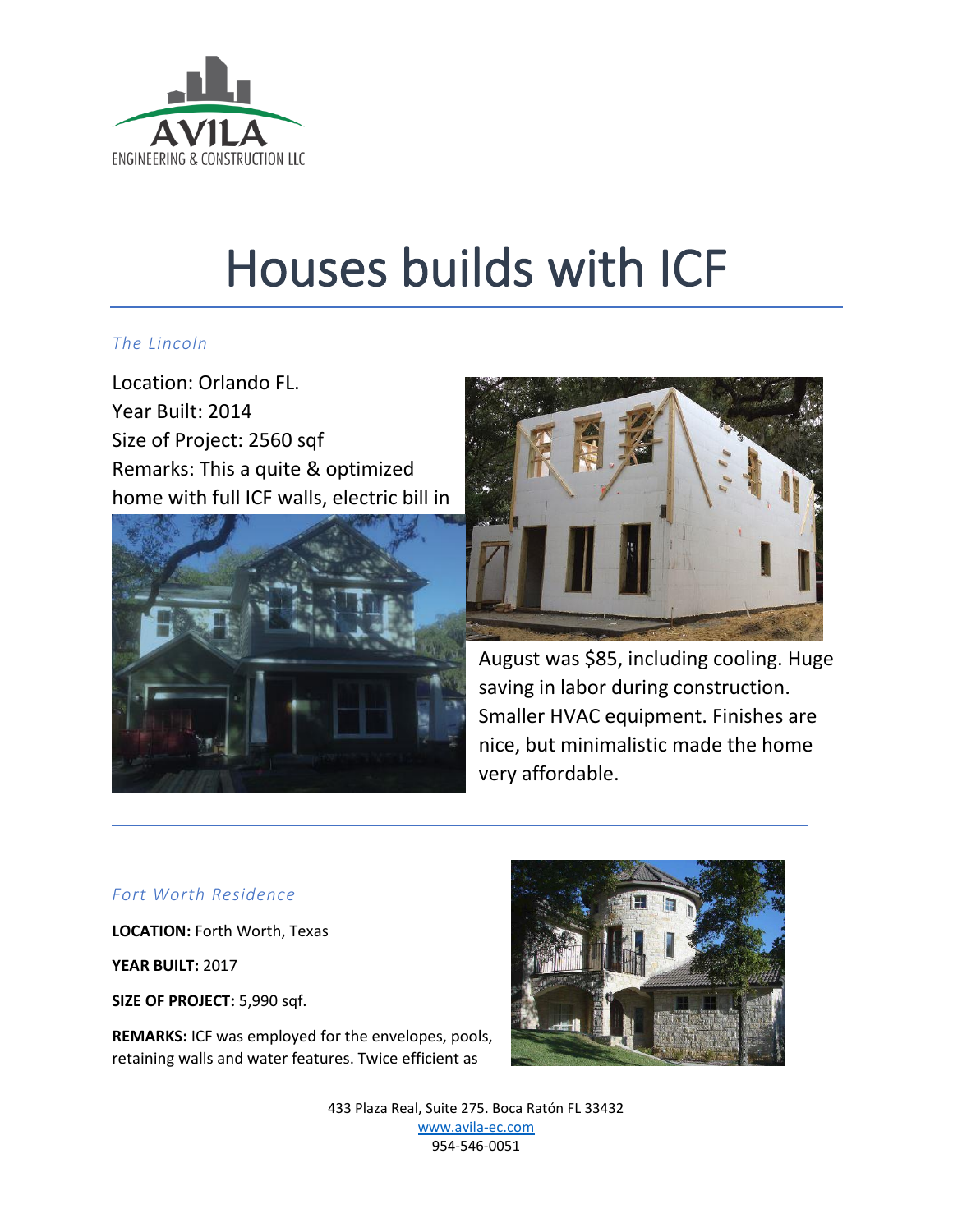# Houses builds with ICF

*The Lincoln*

Location: Orlando FL.
Year Built: 2014
Size of Project: 2560 sqf
Remarks: This a quite & optimized home with full ICF walls, electric bill in August was $85, including cooling. Huge saving in labor during construction. Smaller HVAC equipment. Finishes are nice, but minimalistic made the home very affordable.

---

*Fort Worth Residence*

**LOCATION:** Forth Worth, Texas

**YEAR BUILT:** 2017

**SIZE OF PROJECT:** 5,990 sqf.

**REMARKS:** ICF was employed for the envelopes, pools, retaining walls and water features. Twice efficient as

433 Plaza Real, Suite 275. Boca Ratón FL 33432
www.avila-ec.com
954-546-0051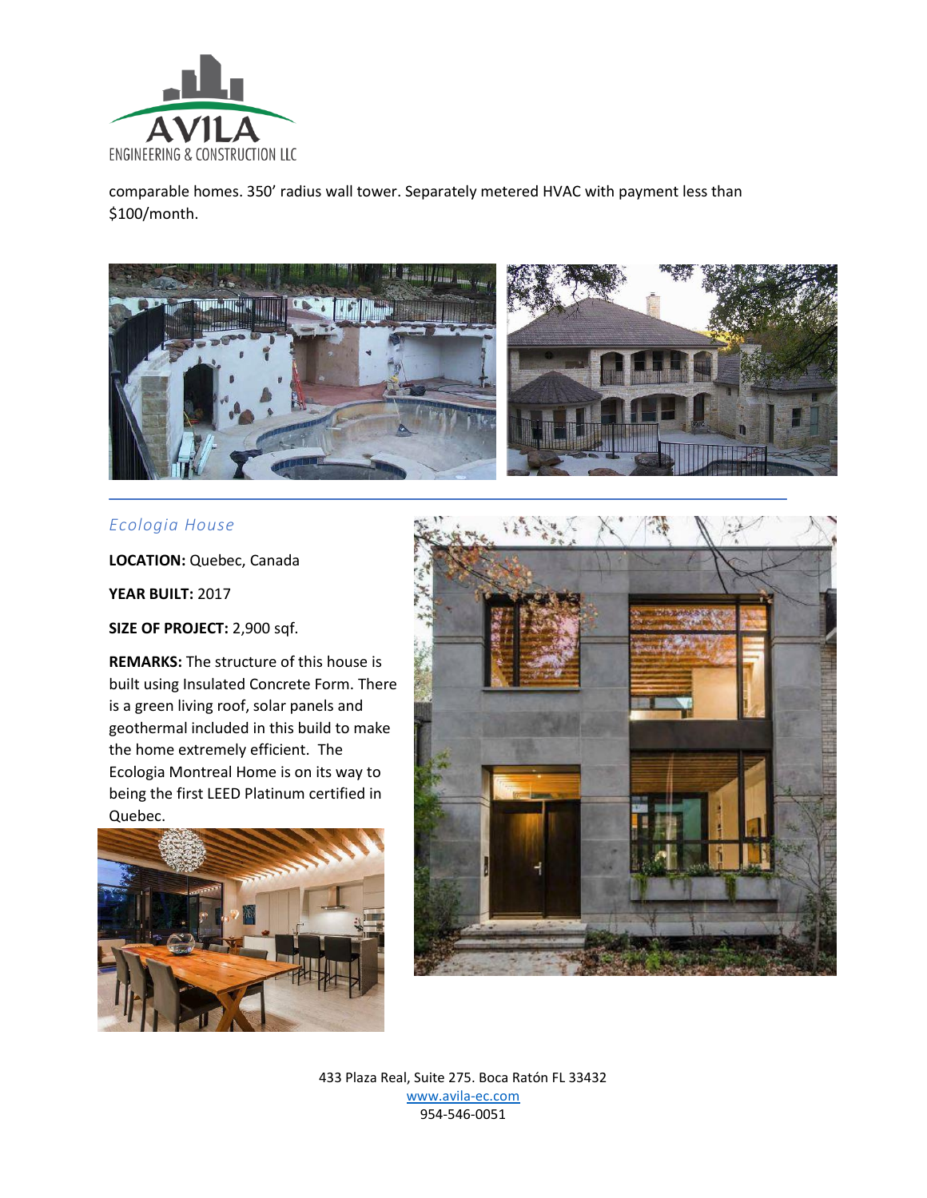comparable homes. 350’ radius wall tower. Separately metered HVAC with payment less than $100/month.

---

*Ecologia House*

**LOCATION:** Quebec, Canada

**YEAR BUILT:** 2017

**SIZE OF PROJECT:** 2,900 sqf.

**REMARKS:** The structure of this house is built using Insulated Concrete Form. There is a green living roof, solar panels and geothermal included in this build to make the home extremely efficient. The Ecologia Montreal Home is on its way to being the first LEED Platinum certified in Quebec.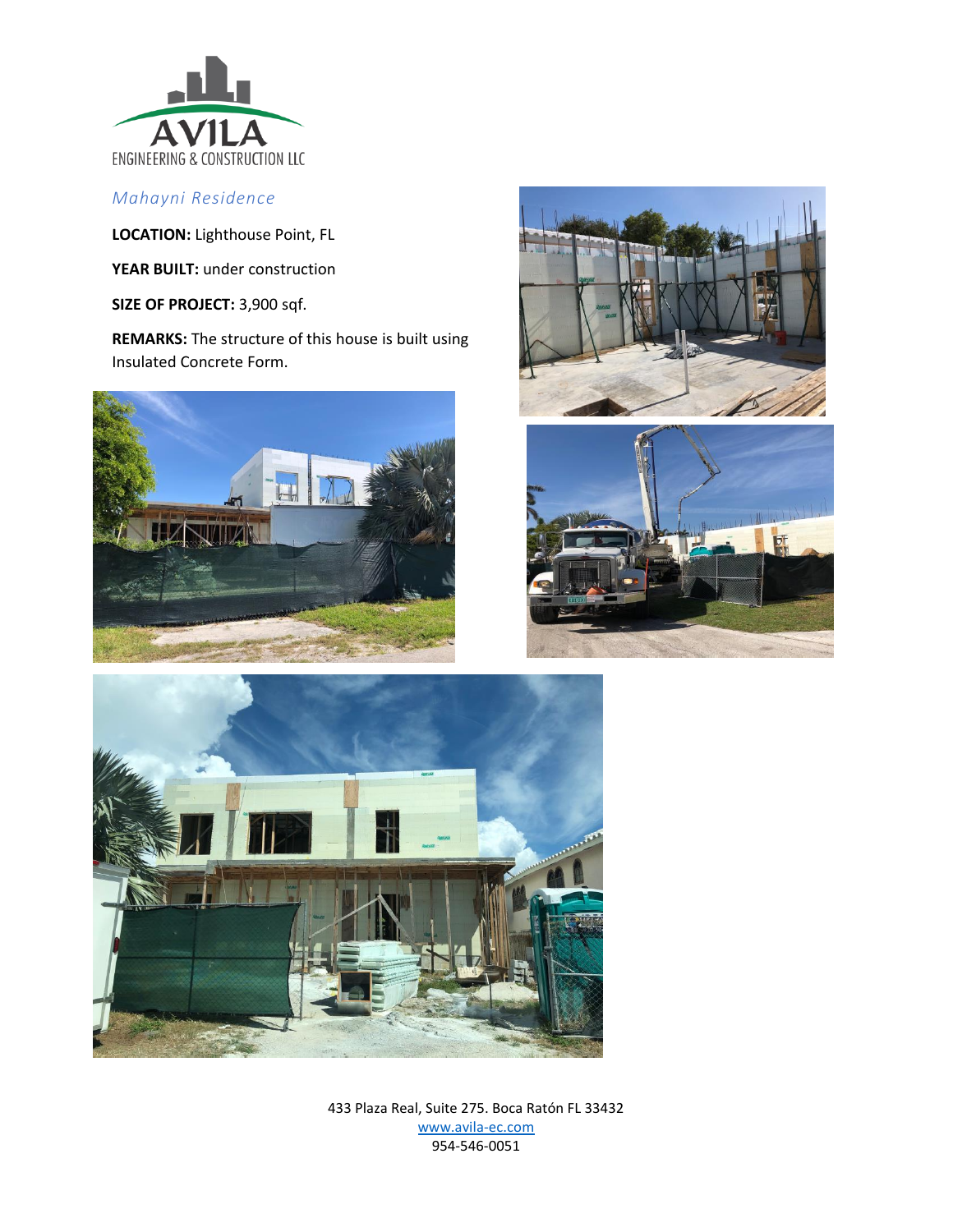*Mahayni Residence*

**LOCATION:** Lighthouse Point, FL

**YEAR BUILT:** under construction

**SIZE OF PROJECT:** 3,900 sqf.

**REMARKS:** The structure of this house is built using Insulated Concrete Form.

433 Plaza Real, Suite 275. Boca Ratón FL 33432
www.avila-ec.com
954-546-0051